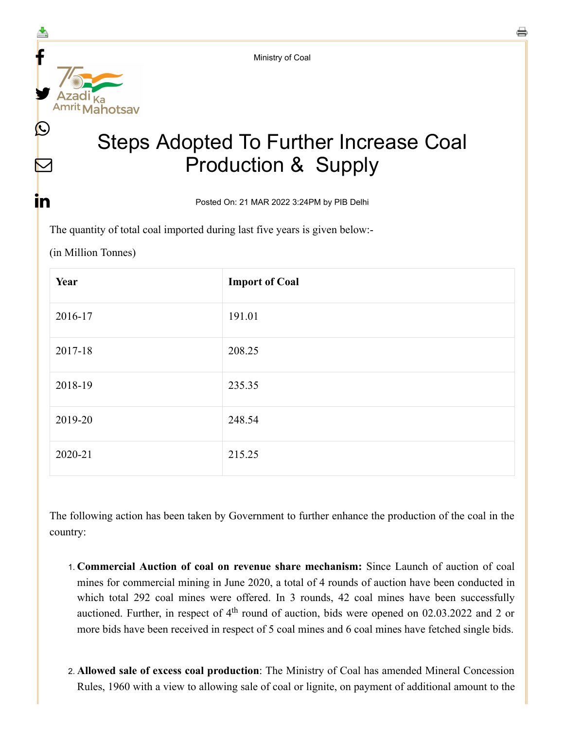Ministry of Coal

# Steps Adopted To Further Increase Coal Production & Supply

Posted On: 21 MAR 2022 3:24PM by PIB Delhi

The quantity of total coal imported during last five years is given below:-

(in Million Tonnes)

| **Year** | **Import of Coal** |
| --- | --- |
| 2016-17 | 191.01 |
| 2017-18 | 208.25 |
| 2018-19 | 235.35 |
| 2019-20 | 248.54 |
| 2020-21 | 215.25 |

The following action has been taken by Government to further enhance the production of the coal in the country:

1. **Commercial Auction of coal on revenue share mechanism:** Since Launch of auction of coal mines for commercial mining in June 2020, a total of 4 rounds of auction have been conducted in which total 292 coal mines were offered. In 3 rounds, 42 coal mines have been successfully auctioned. Further, in respect of 4th round of auction, bids were opened on 02.03.2022 and 2 or more bids have been received in respect of 5 coal mines and 6 coal mines have fetched single bids.

2. **Allowed sale of excess coal production**: The Ministry of Coal has amended Mineral Concession Rules, 1960 with a view to allowing sale of coal or lignite, on payment of additional amount to the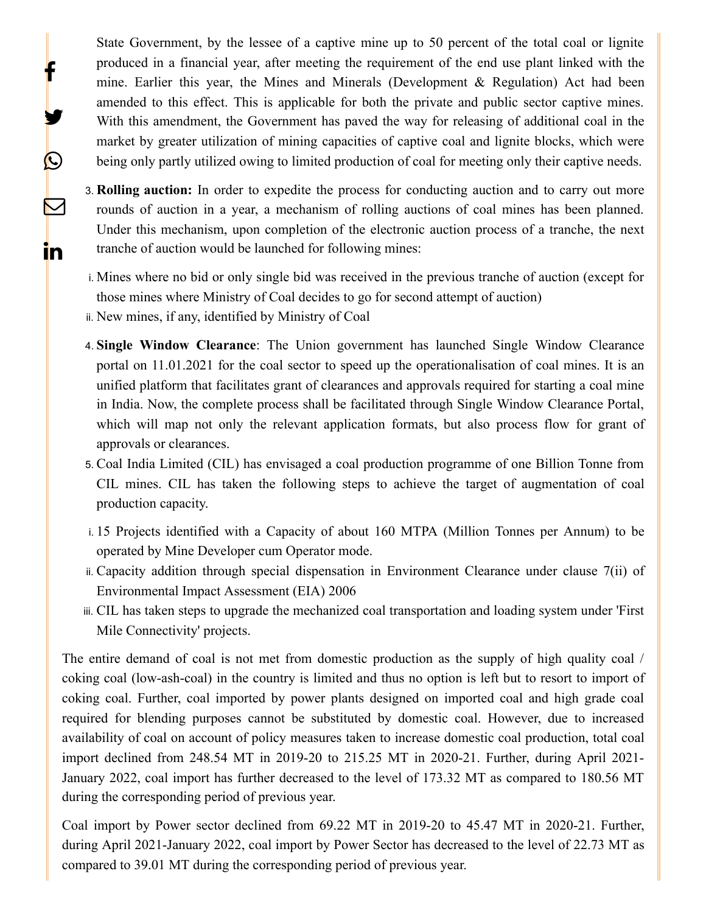State Government, by the lessee of a captive mine up to 50 percent of the total coal or lignite produced in a financial year, after meeting the requirement of the end use plant linked with the mine. Earlier this year, the Mines and Minerals (Development & Regulation) Act had been amended to this effect. This is applicable for both the private and public sector captive mines. With this amendment, the Government has paved the way for releasing of additional coal in the market by greater utilization of mining capacities of captive coal and lignite blocks, which were being only partly utilized owing to limited production of coal for meeting only their captive needs.

3. **Rolling auction:** In order to expedite the process for conducting auction and to carry out more rounds of auction in a year, a mechanism of rolling auctions of coal mines has been planned. Under this mechanism, upon completion of the electronic auction process of a tranche, the next tranche of auction would be launched for following mines:

   i. Mines where no bid or only single bid was received in the previous tranche of auction (except for those mines where Ministry of Coal decides to go for second attempt of auction)
   ii. New mines, if any, identified by Ministry of Coal

4. **Single Window Clearance**: The Union government has launched Single Window Clearance portal on 11.01.2021 for the coal sector to speed up the operationalisation of coal mines. It is an unified platform that facilitates grant of clearances and approvals required for starting a coal mine in India. Now, the complete process shall be facilitated through Single Window Clearance Portal, which will map not only the relevant application formats, but also process flow for grant of approvals or clearances.
5. Coal India Limited (CIL) has envisaged a coal production programme of one Billion Tonne from CIL mines. CIL has taken the following steps to achieve the target of augmentation of coal production capacity.

   i. 15 Projects identified with a Capacity of about 160 MTPA (Million Tonnes per Annum) to be operated by Mine Developer cum Operator mode.
   ii. Capacity addition through special dispensation in Environment Clearance under clause 7(ii) of Environmental Impact Assessment (EIA) 2006
   iii. CIL has taken steps to upgrade the mechanized coal transportation and loading system under 'First Mile Connectivity' projects.

The entire demand of coal is not met from domestic production as the supply of high quality coal / coking coal (low-ash-coal) in the country is limited and thus no option is left but to resort to import of coking coal. Further, coal imported by power plants designed on imported coal and high grade coal required for blending purposes cannot be substituted by domestic coal. However, due to increased availability of coal on account of policy measures taken to increase domestic coal production, total coal import declined from 248.54 MT in 2019-20 to 215.25 MT in 2020-21. Further, during April 2021-January 2022, coal import has further decreased to the level of 173.32 MT as compared to 180.56 MT during the corresponding period of previous year.

Coal import by Power sector declined from 69.22 MT in 2019-20 to 45.47 MT in 2020-21. Further, during April 2021-January 2022, coal import by Power Sector has decreased to the level of 22.73 MT as compared to 39.01 MT during the corresponding period of previous year.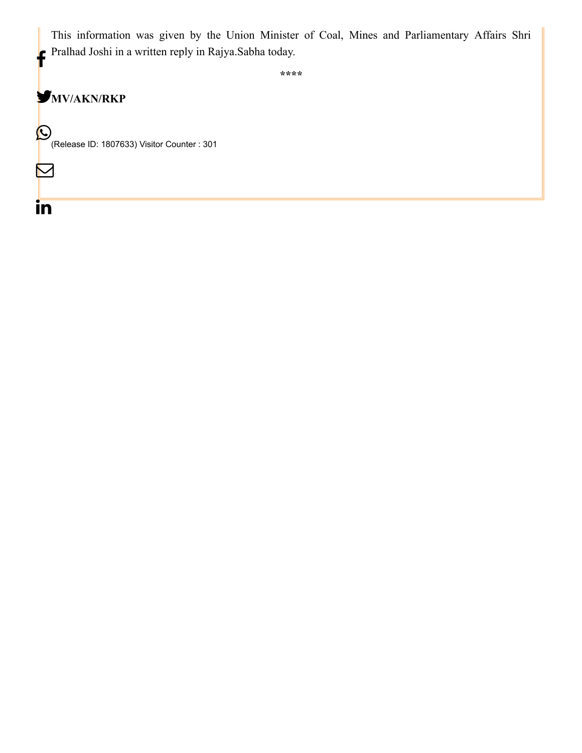This information was given by the Union Minister of Coal, Mines and Parliamentary Affairs Shri Pralhad Joshi in a written reply in Rajya.Sabha today.

****

**MV/AKN/RKP**

(Release ID: 1807633) Visitor Counter : 301